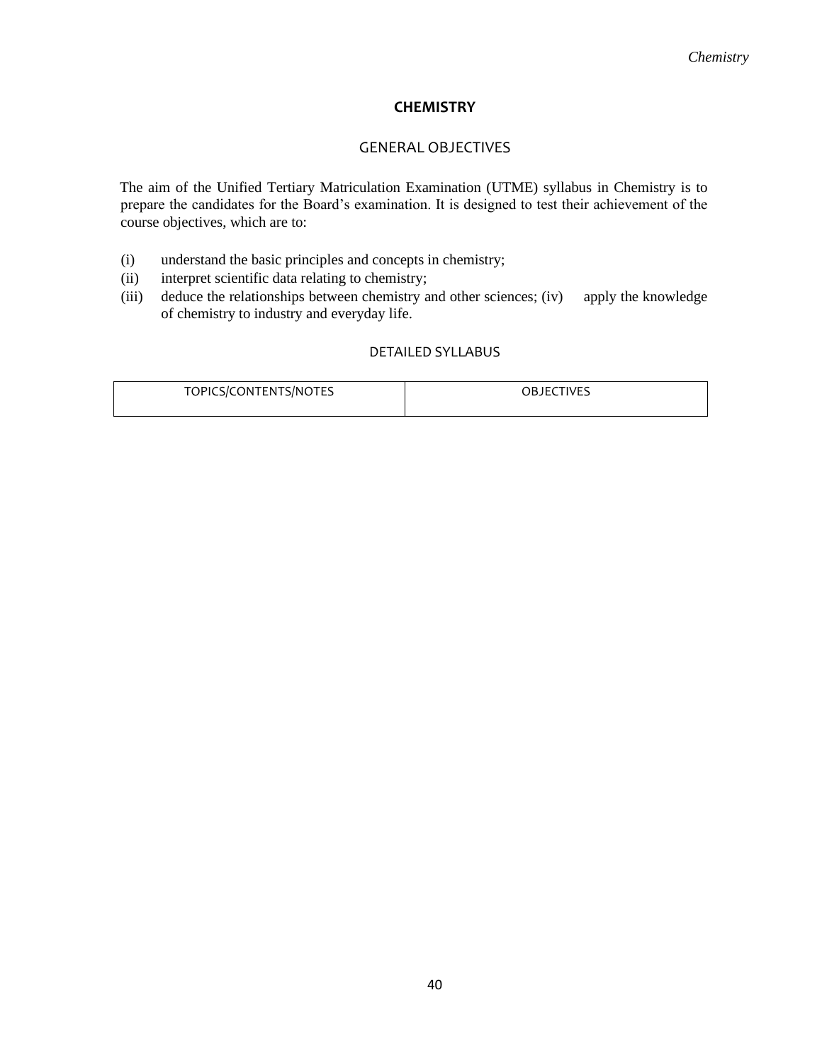# CHEMISTRY

## GENERAL OBJECTIVES

The aim of the Unified Tertiary Matriculation Examination (UTME) syllabus in Chemistry is to prepare the candidates for the Board's examination. It is designed to test their achievement of the course objectives, which are to:

(i) understand the basic principles and concepts in chemistry;
(ii) interpret scientific data relating to chemistry;
(iii) deduce the relationships between chemistry and other sciences; (iv) apply the knowledge of chemistry to industry and everyday life.

## DETAILED SYLLABUS

| TOPICS/CONTENTS/NOTES | OBJECTIVES |
| --- | --- |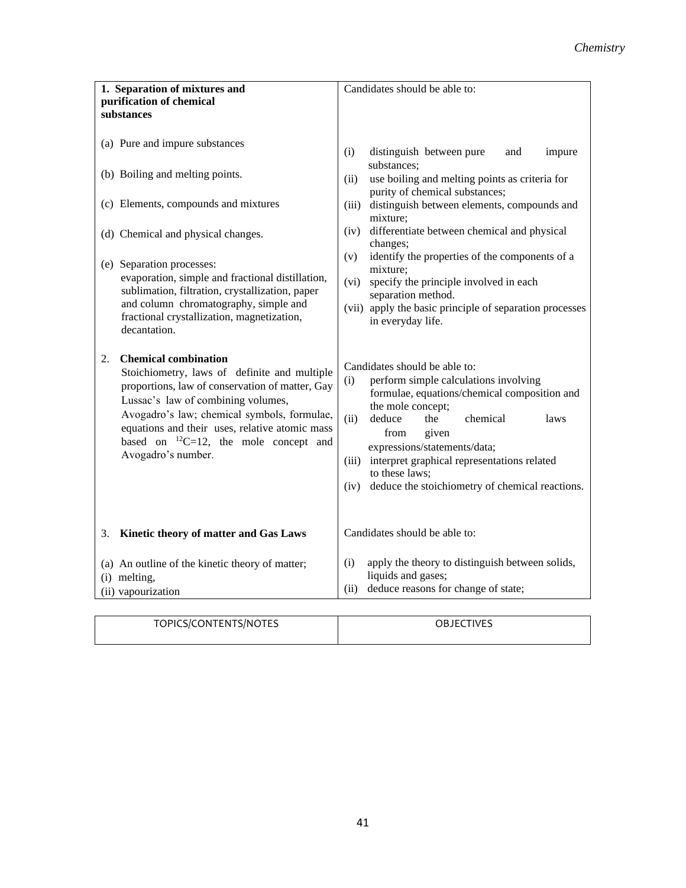| | |
|---|---|
| **1. Separation of mixtures and purification of chemical substances** | Candidates should be able to: |
| (a) Pure and impure substances | (i) distinguish between pure and impure substances; |
| (b) Boiling and melting points. | (ii) use boiling and melting points as criteria for purity of chemical substances; |
| (c) Elements, compounds and mixtures | (iii) distinguish between elements, compounds and mixture; |
| (d) Chemical and physical changes. | (iv) differentiate between chemical and physical changes; |
| (e) Separation processes: evaporation, simple and fractional distillation, sublimation, filtration, crystallization, paper and column chromatography, simple and fractional crystallization, magnetization, decantation. | (v) identify the properties of the components of a mixture; (vi) specify the principle involved in each separation method. (vii) apply the basic principle of separation processes in everyday life. |
| 2. **Chemical combination** Stoichiometry, laws of definite and multiple proportions, law of conservation of matter, Gay Lussac's law of combining volumes, Avogadro's law; chemical symbols, formulae, equations and their uses, relative atomic mass based on $^{12}C=12$, the mole concept and Avogadro's number. | Candidates should be able to: (i) perform simple calculations involving formulae, equations/chemical composition and the mole concept; (ii) deduce the chemical laws from given expressions/statements/data; (iii) interpret graphical representations related to these laws; (iv) deduce the stoichiometry of chemical reactions. |
| 3. **Kinetic theory of matter and Gas Laws** | Candidates should be able to: |
| (a) An outline of the kinetic theory of matter; (i) melting, (ii) vapourization | (i) apply the theory to distinguish between solids, liquids and gases; (ii) deduce reasons for change of state; |

| TOPICS/CONTENTS/NOTES | OBJECTIVES |
|---|---|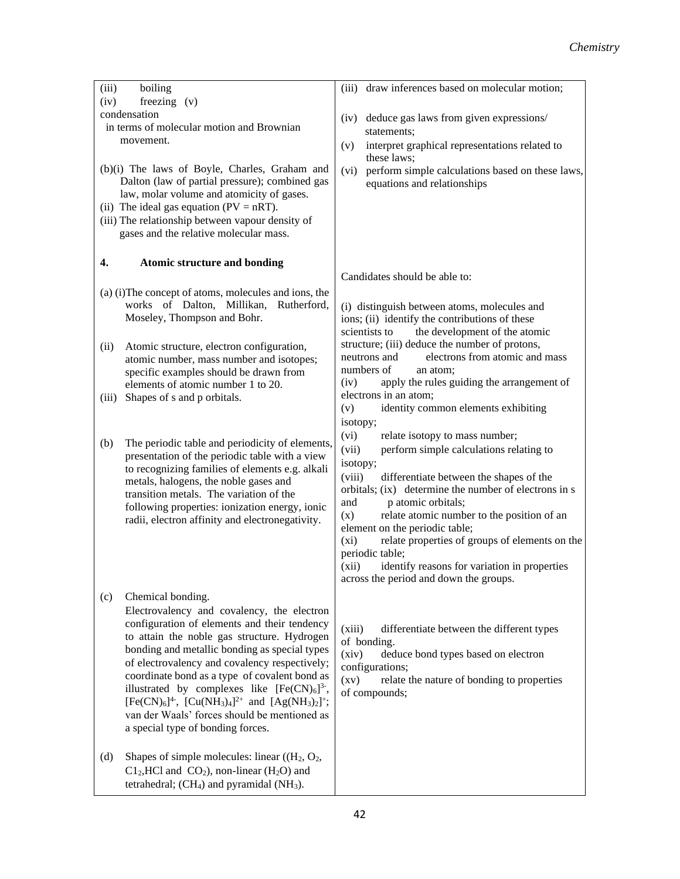| | |
|---|---|
| (iii) boiling<br>(iv) freezing (v) condensation<br>in terms of molecular motion and Brownian movement.<br><br>(b)(i) The laws of Boyle, Charles, Graham and Dalton (law of partial pressure); combined gas law, molar volume and atomicity of gases.<br>(ii) The ideal gas equation (PV = nRT).<br>(iii) The relationship between vapour density of gases and the relative molecular mass. | (iii) draw inferences based on molecular motion;<br><br>(iv) deduce gas laws from given expressions/ statements;<br>(v) interpret graphical representations related to these laws;<br>(vi) perform simple calculations based on these laws, equations and relationships |
| **4. Atomic structure and bonding**<br><br>(a) (i)The concept of atoms, molecules and ions, the works of Dalton, Millikan, Rutherford, Moseley, Thompson and Bohr.<br><br>(ii) Atomic structure, electron configuration, atomic number, mass number and isotopes; specific examples should be drawn from elements of atomic number 1 to 20.<br>(iii) Shapes of s and p orbitals.<br><br>(b) The periodic table and periodicity of elements, presentation of the periodic table with a view to recognizing families of elements e.g. alkali metals, halogens, the noble gases and transition metals. The variation of the following properties: ionization energy, ionic radii, electron affinity and electronegativity. | Candidates should be able to:<br><br>(i) distinguish between atoms, molecules and ions; (ii) identify the contributions of these scientists to the development of the atomic structure; (iii) deduce the number of protons, neutrons and electrons from atomic and mass numbers of an atom;<br>(iv) apply the rules guiding the arrangement of electrons in an atom;<br>(v) identity common elements exhibiting isotopy;<br>(vi) relate isotopy to mass number;<br>(vii) perform simple calculations relating to isotopy;<br>(viii) differentiate between the shapes of the orbitals; (ix) determine the number of electrons in s and p atomic orbitals;<br>(x) relate atomic number to the position of an element on the periodic table;<br>(xi) relate properties of groups of elements on the periodic table;<br>(xii) identify reasons for variation in properties across the period and down the groups. |
| (c) Chemical bonding.<br>Electrovalency and covalency, the electron configuration of elements and their tendency to attain the noble gas structure. Hydrogen bonding and metallic bonding as special types of electrovalency and covalency respectively; coordinate bond as a type of covalent bond as illustrated by complexes like $[Fe(CN)_6]^{3-}$, $[Fe(CN)_6]^{4-}$, $[Cu(NH_3)_4]^{2+}$ and $[Ag(NH_3)_2]^{+}$; van der Waals' forces should be mentioned as a special type of bonding forces.<br><br>(d) Shapes of simple molecules: linear (($H_2$, $O_2$, $C1_2$,HCl and $CO_2$), non-linear ($H_2O$) and tetrahedral; ($CH_4$) and pyramidal ($NH_3$). | (xiii) differentiate between the different types of bonding.<br>(xiv) deduce bond types based on electron configurations;<br>(xv) relate the nature of bonding to properties of compounds; |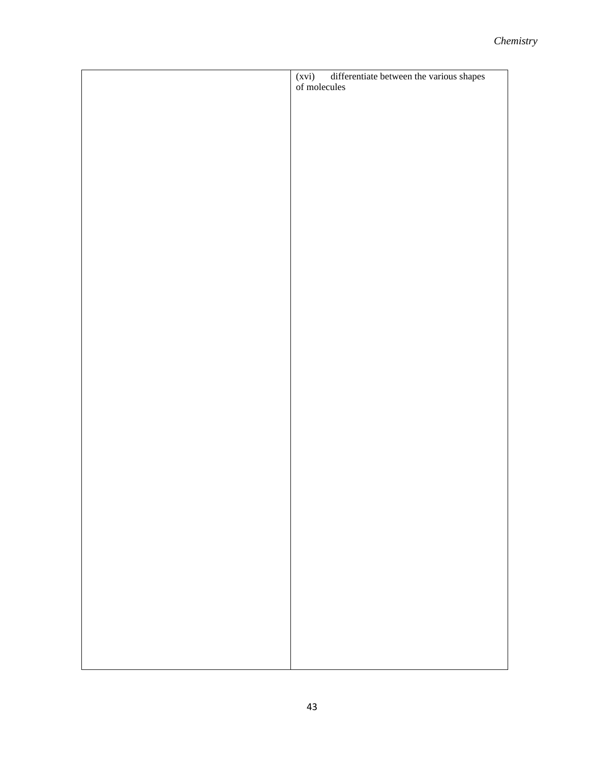| | |
|---|---|
| | (xvi) differentiate between the various shapes of molecules |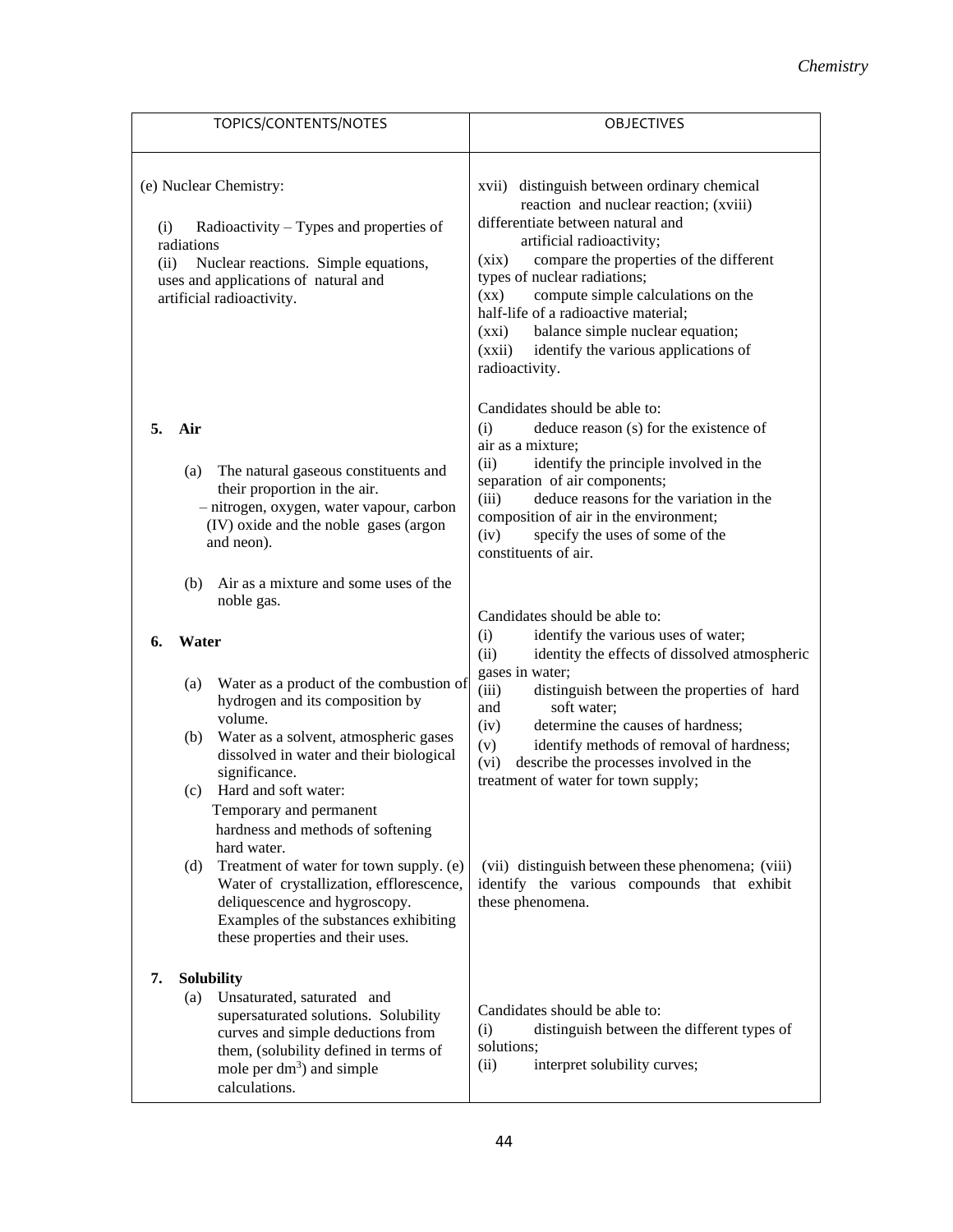| TOPICS/CONTENTS/NOTES | OBJECTIVES |
|---|---|
| (e) Nuclear Chemistry:<br><br>(i) Radioactivity – Types and properties of radiations<br>(ii) Nuclear reactions. Simple equations, uses and applications of natural and artificial radioactivity. | xvii) distinguish between ordinary chemical reaction and nuclear reaction; (xviii) differentiate between natural and artificial radioactivity;<br>(xix) compare the properties of the different types of nuclear radiations;<br>(xx) compute simple calculations on the half-life of a radioactive material;<br>(xxi) balance simple nuclear equation;<br>(xxii) identify the various applications of radioactivity. |
| **5. Air**<br><br>(a) The natural gaseous constituents and their proportion in the air.<br>– nitrogen, oxygen, water vapour, carbon (IV) oxide and the noble gases (argon and neon).<br><br>(b) Air as a mixture and some uses of the noble gas. | Candidates should be able to:<br>(i) deduce reason (s) for the existence of air as a mixture;<br>(ii) identify the principle involved in the separation of air components;<br>(iii) deduce reasons for the variation in the composition of air in the environment;<br>(iv) specify the uses of some of the constituents of air. |
| **6. Water**<br><br>(a) Water as a product of the combustion of hydrogen and its composition by volume.<br>(b) Water as a solvent, atmospheric gases dissolved in water and their biological significance.<br>(c) Hard and soft water:<br>Temporary and permanent hardness and methods of softening hard water.<br>(d) Treatment of water for town supply. (e) Water of crystallization, efflorescence, deliquescence and hygroscopy. Examples of the substances exhibiting these properties and their uses. | Candidates should be able to:<br>(i) identify the various uses of water;<br>(ii) identity the effects of dissolved atmospheric gases in water;<br>(iii) distinguish between the properties of hard and soft water;<br>(iv) determine the causes of hardness;<br>(v) identify methods of removal of hardness;<br>(vi) describe the processes involved in the treatment of water for town supply;<br><br>(vii) distinguish between these phenomena; (viii) identify the various compounds that exhibit these phenomena. |
| **7. Solubility**<br>(a) Unsaturated, saturated and supersaturated solutions. Solubility curves and simple deductions from them, (solubility defined in terms of mole per $dm^3$) and simple calculations. | Candidates should be able to:<br>(i) distinguish between the different types of solutions;<br>(ii) interpret solubility curves; |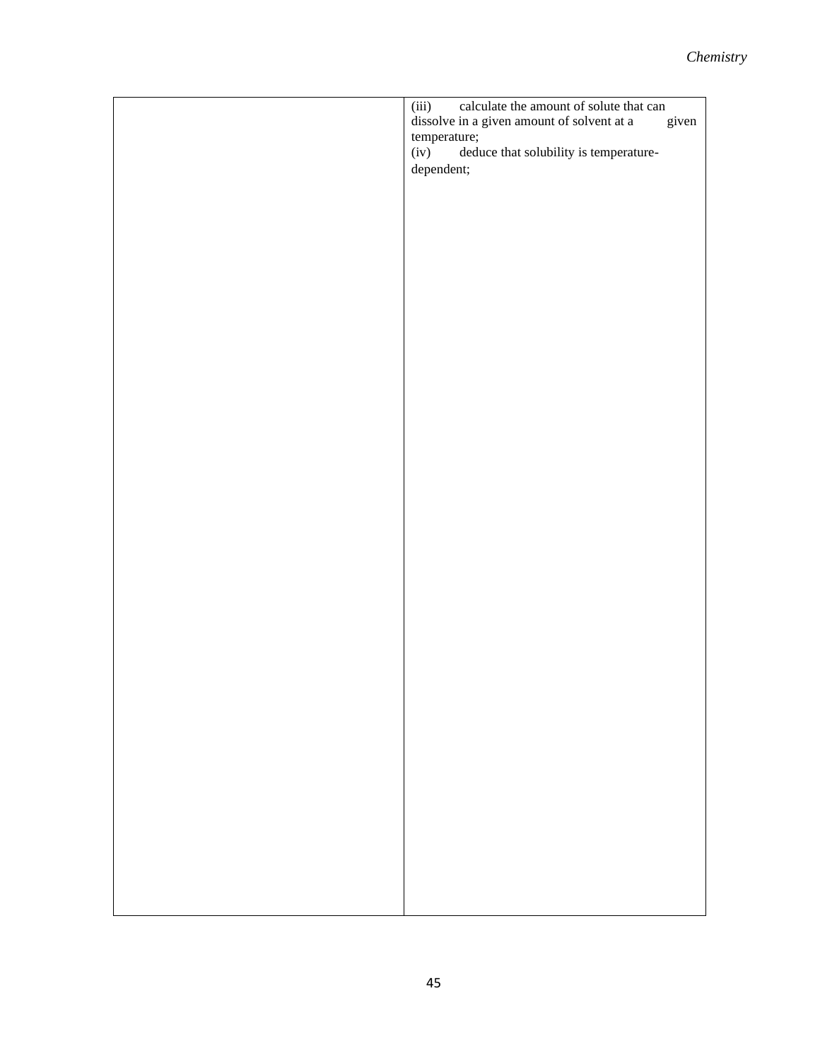| | |
|---|---|
| | (iii) calculate the amount of solute that can dissolve in a given amount of solvent at a given temperature;<br>(iv) deduce that solubility is temperature-dependent; |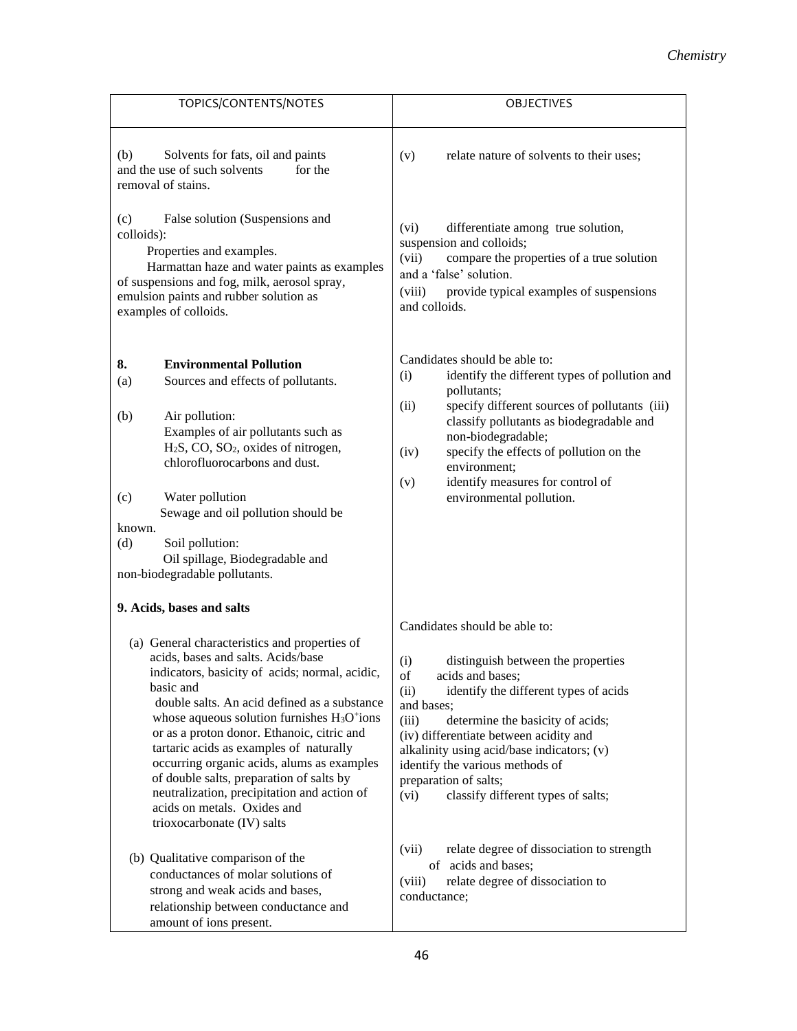| TOPICS/CONTENTS/NOTES | OBJECTIVES |
|---|---|
| (b) Solvents for fats, oil and paints and the use of such solvents for the removal of stains. | (v) relate nature of solvents to their uses; |
| (c) False solution (Suspensions and colloids): Properties and examples. Harmattan haze and water paints as examples of suspensions and fog, milk, aerosol spray, emulsion paints and rubber solution as examples of colloids. | (vi) differentiate among true solution, suspension and colloids; (vii) compare the properties of a true solution and a 'false' solution. (viii) provide typical examples of suspensions and colloids. |
| **8. Environmental Pollution** (a) Sources and effects of pollutants. (b) Air pollution: Examples of air pollutants such as $H_2S$, $CO$, $SO_2$, oxides of nitrogen, chlorofluorocarbons and dust. (c) Water pollution Sewage and oil pollution should be known. (d) Soil pollution: Oil spillage, Biodegradable and non-biodegradable pollutants. | Candidates should be able to: (i) identify the different types of pollution and pollutants; (ii) specify different sources of pollutants (iii) classify pollutants as biodegradable and non-biodegradable; (iv) specify the effects of pollution on the environment; (v) identify measures for control of environmental pollution. |
| **9. Acids, bases and salts** (a) General characteristics and properties of acids, bases and salts. Acids/base indicators, basicity of acids; normal, acidic, basic and double salts. An acid defined as a substance whose aqueous solution furnishes $H_3O^+$ions or as a proton donor. Ethanoic, citric and tartaric acids as examples of naturally occurring organic acids, alums as examples of double salts, preparation of salts by neutralization, precipitation and action of acids on metals. Oxides and trioxocarbonate (IV) salts | Candidates should be able to: (i) distinguish between the properties of acids and bases; (ii) identify the different types of acids and bases; (iii) determine the basicity of acids; (iv) differentiate between acidity and alkalinity using acid/base indicators; (v) identify the various methods of preparation of salts; (vi) classify different types of salts; |
| (b) Qualitative comparison of the conductances of molar solutions of strong and weak acids and bases, relationship between conductance and amount of ions present. | (vii) relate degree of dissociation to strength of acids and bases; (viii) relate degree of dissociation to conductance; |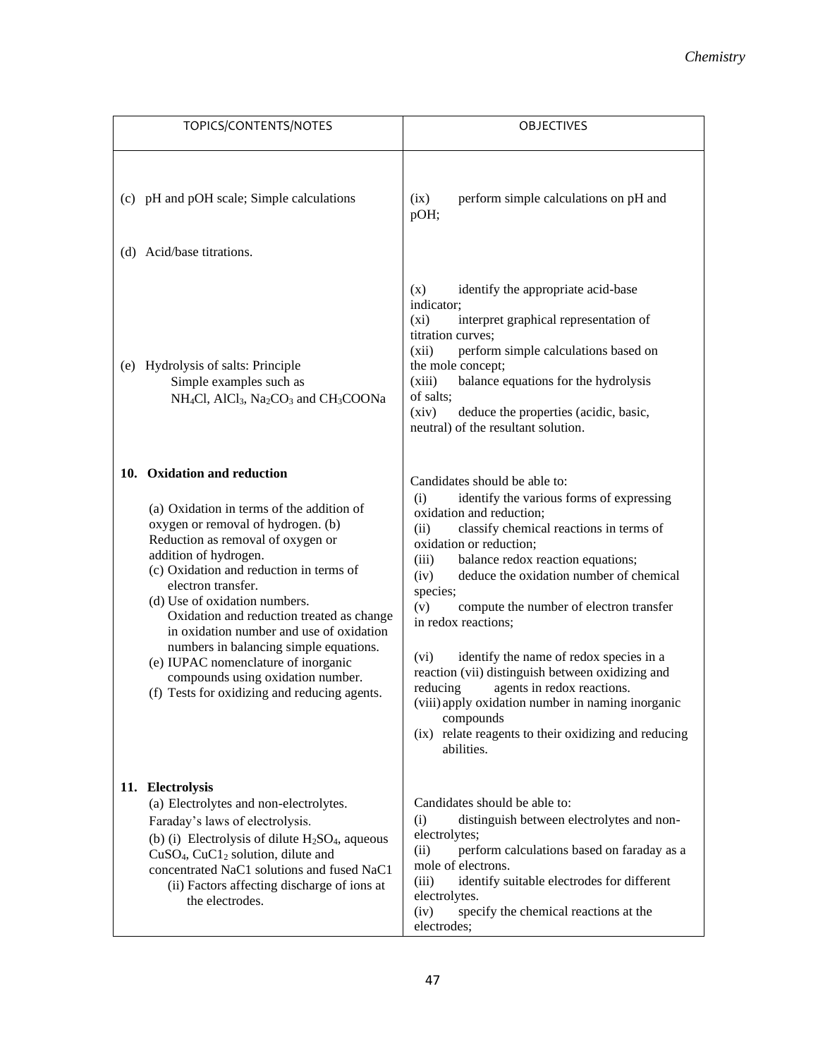| TOPICS/CONTENTS/NOTES | OBJECTIVES |
| --- | --- |
| (c) pH and pOH scale; Simple calculations | (ix) perform simple calculations on pH and pOH; |
| (d) Acid/base titrations. | |
| (e) Hydrolysis of salts: Principle<br>Simple examples such as $NH_4Cl$, $AlCl_3$, $Na_2CO_3$ and $CH_3COONa$ | (x) identify the appropriate acid-base indicator;<br>(xi) interpret graphical representation of titration curves;<br>(xii) perform simple calculations based on the mole concept;<br>(xiii) balance equations for the hydrolysis of salts;<br>(xiv) deduce the properties (acidic, basic, neutral) of the resultant solution. |
| **10. Oxidation and reduction**<br><br>(a) Oxidation in terms of the addition of oxygen or removal of hydrogen. (b) Reduction as removal of oxygen or addition of hydrogen.<br>(c) Oxidation and reduction in terms of electron transfer.<br>(d) Use of oxidation numbers. Oxidation and reduction treated as change in oxidation number and use of oxidation numbers in balancing simple equations.<br>(e) IUPAC nomenclature of inorganic compounds using oxidation number.<br>(f) Tests for oxidizing and reducing agents. | Candidates should be able to:<br>(i) identify the various forms of expressing oxidation and reduction;<br>(ii) classify chemical reactions in terms of oxidation or reduction;<br>(iii) balance redox reaction equations;<br>(iv) deduce the oxidation number of chemical species;<br>(v) compute the number of electron transfer in redox reactions;<br><br>(vi) identify the name of redox species in a reaction (vii) distinguish between oxidizing and reducing agents in redox reactions.<br>(viii) apply oxidation number in naming inorganic compounds<br>(ix) relate reagents to their oxidizing and reducing abilities. |
| **11. Electrolysis**<br>(a) Electrolytes and non-electrolytes. Faraday's laws of electrolysis.<br>(b) (i) Electrolysis of dilute $H_2SO_4$, aqueous $CuSO_4$, $CuC1_2$ solution, dilute and concentrated NaC1 solutions and fused NaC1<br>(ii) Factors affecting discharge of ions at the electrodes. | Candidates should be able to:<br>(i) distinguish between electrolytes and non-electrolytes;<br>(ii) perform calculations based on faraday as a mole of electrons.<br>(iii) identify suitable electrodes for different electrolytes.<br>(iv) specify the chemical reactions at the electrodes; |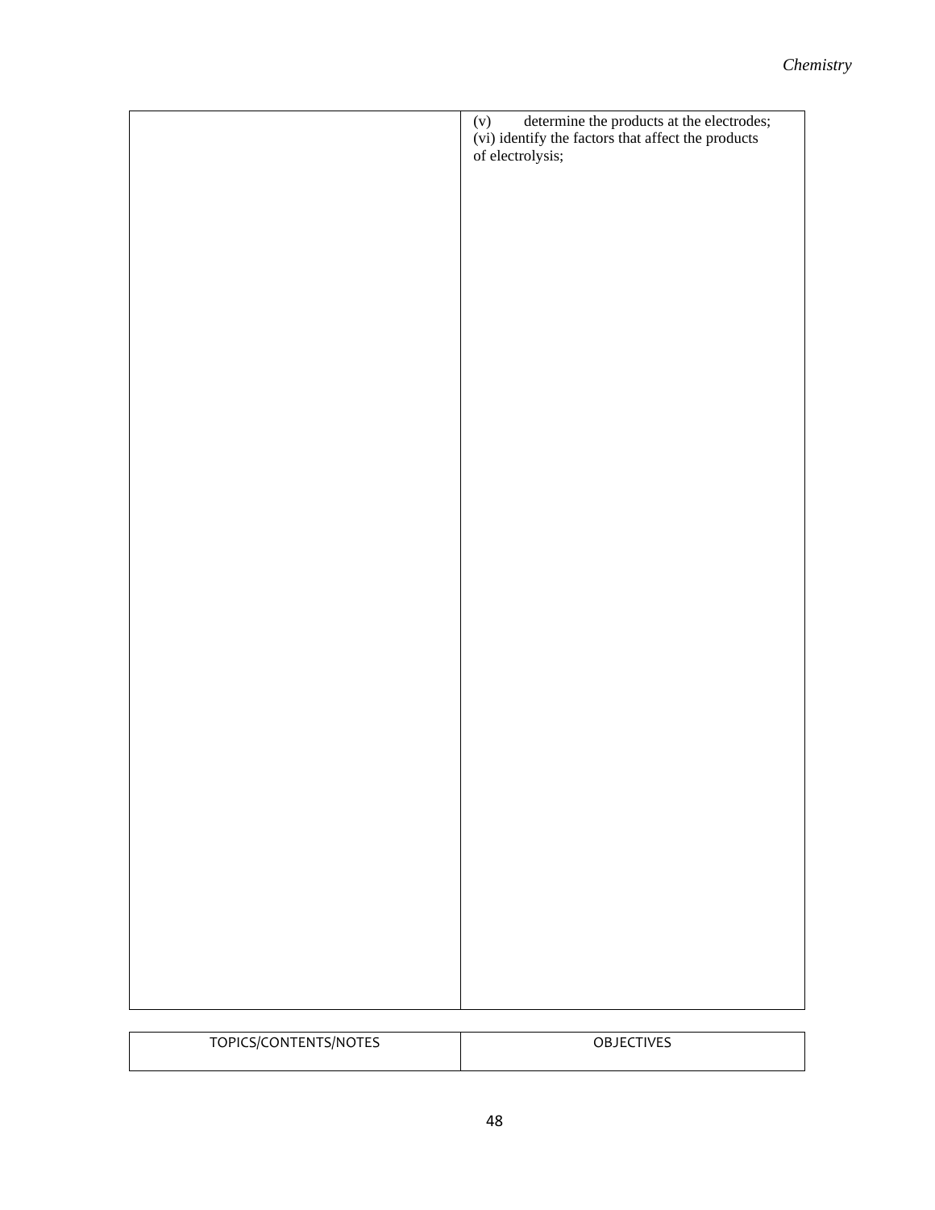| | |
|---|---|
| | (v) determine the products at the electrodes;<br>(vi) identify the factors that affect the products of electrolysis; |

| TOPICS/CONTENTS/NOTES | OBJECTIVES |
|---|---|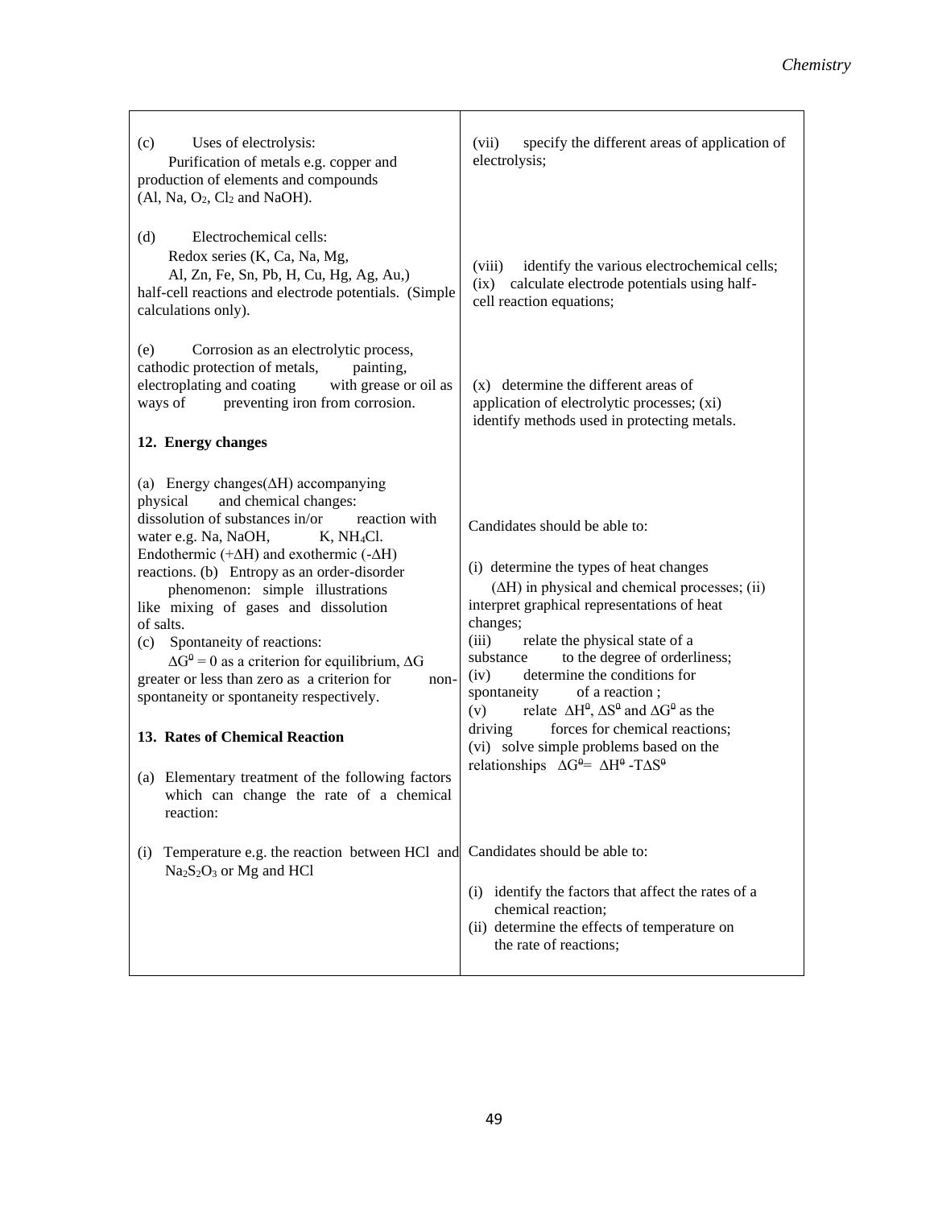| | |
|---|---|
| (c) Uses of electrolysis:<br>Purification of metals e.g. copper and production of elements and compounds (Al, Na, $O_2$, $Cl_2$ and NaOH). | (vii) specify the different areas of application of electrolysis; |
| (d) Electrochemical cells:<br>Redox series (K, Ca, Na, Mg, Al, Zn, Fe, Sn, Pb, H, Cu, Hg, Ag, Au,) half-cell reactions and electrode potentials. (Simple calculations only). | (viii) identify the various electrochemical cells;<br>(ix) calculate electrode potentials using half-cell reaction equations; |
| (e) Corrosion as an electrolytic process, cathodic protection of metals, painting, electroplating and coating with grease or oil as ways of preventing iron from corrosion. | (x) determine the different areas of application of electrolytic processes; (xi) identify methods used in protecting metals. |
| **12. Energy changes** | |
| (a) Energy changes($\Delta H$) accompanying physical and chemical changes: dissolution of substances in/or reaction with water e.g. Na, NaOH, K, $NH_4Cl$. Endothermic ($+\Delta H$) and exothermic ($-\Delta H$) reactions. (b) Entropy as an order-disorder phenomenon: simple illustrations like mixing of gases and dissolution of salts.<br>(c) Spontaneity of reactions:<br>$\Delta G^{\theta} = 0$ as a criterion for equilibrium, $\Delta G$ greater or less than zero as a criterion for non-spontaneity or spontaneity respectively. | Candidates should be able to:<br><br>(i) determine the types of heat changes ($\Delta H$) in physical and chemical processes; (ii) interpret graphical representations of heat changes;<br>(iii) relate the physical state of a substance to the degree of orderliness;<br>(iv) determine the conditions for spontaneity of a reaction ;<br>(v) relate $\Delta H^{\theta}$, $\Delta S^{\theta}$ and $\Delta G^{\theta}$ as the driving forces for chemical reactions;<br>(vi) solve simple problems based on the relationships $\Delta G^{\theta} = \Delta H^{\theta} - T\Delta S^{\theta}$ |
| **13. Rates of Chemical Reaction** | |
| (a) Elementary treatment of the following factors which can change the rate of a chemical reaction: | |
| (i) Temperature e.g. the reaction between HCl and $Na_2S_2O_3$ or Mg and HCl | Candidates should be able to:<br><br>(i) identify the factors that affect the rates of a chemical reaction;<br>(ii) determine the effects of temperature on the rate of reactions; |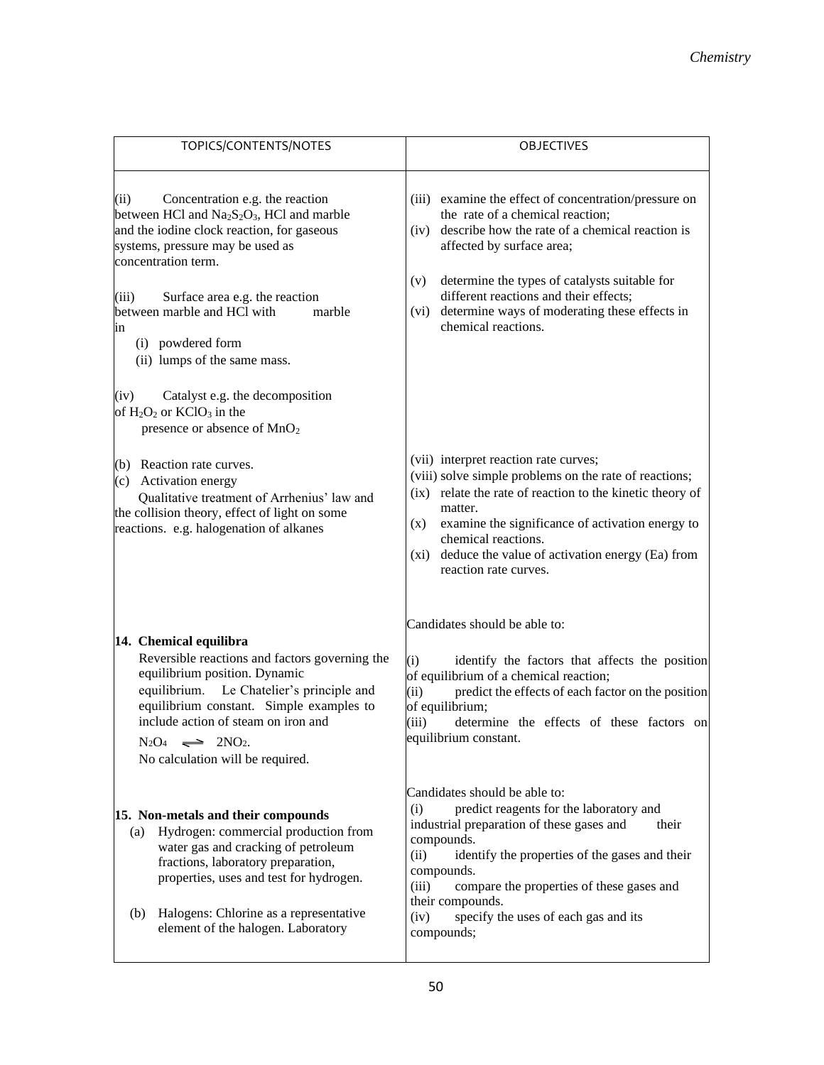| TOPICS/CONTENTS/NOTES | OBJECTIVES |
|---|---|
| (ii) Concentration e.g. the reaction between HCl and $Na_2S_2O_3$, HCl and marble and the iodine clock reaction, for gaseous systems, pressure may be used as concentration term.<br><br>(iii) Surface area e.g. the reaction between marble and HCl with marble in<br>(i) powdered form<br>(ii) lumps of the same mass.<br><br>(iv) Catalyst e.g. the decomposition of $H_2O_2$ or $KClO_3$ in the presence or absence of $MnO_2$ | (iii) examine the effect of concentration/pressure on the rate of a chemical reaction;<br>(iv) describe how the rate of a chemical reaction is affected by surface area;<br><br>(v) determine the types of catalysts suitable for different reactions and their effects;<br>(vi) determine ways of moderating these effects in chemical reactions. |
| (b) Reaction rate curves.<br>(c) Activation energy<br>Qualitative treatment of Arrhenius' law and the collision theory, effect of light on some reactions. e.g. halogenation of alkanes | (vii) interpret reaction rate curves;<br>(viii) solve simple problems on the rate of reactions;<br>(ix) relate the rate of reaction to the kinetic theory of matter.<br>(x) examine the significance of activation energy to chemical reactions.<br>(xi) deduce the value of activation energy (Ea) from reaction rate curves. |
| **14. Chemical equilibra**<br>Reversible reactions and factors governing the equilibrium position. Dynamic equilibrium. Le Chatelier's principle and equilibrium constant. Simple examples to include action of steam on iron and<br>$N_2O_4 \rightleftharpoons 2NO_2$.<br>No calculation will be required. | Candidates should be able to:<br><br>(i) identify the factors that affects the position of equilibrium of a chemical reaction;<br>(ii) predict the effects of each factor on the position of equilibrium;<br>(iii) determine the effects of these factors on equilibrium constant. |
| **15. Non-metals and their compounds**<br>(a) Hydrogen: commercial production from water gas and cracking of petroleum fractions, laboratory preparation, properties, uses and test for hydrogen.<br><br>(b) Halogens: Chlorine as a representative element of the halogen. Laboratory | Candidates should be able to:<br>(i) predict reagents for the laboratory and industrial preparation of these gases and their compounds.<br>(ii) identify the properties of the gases and their compounds.<br>(iii) compare the properties of these gases and their compounds.<br>(iv) specify the uses of each gas and its compounds; |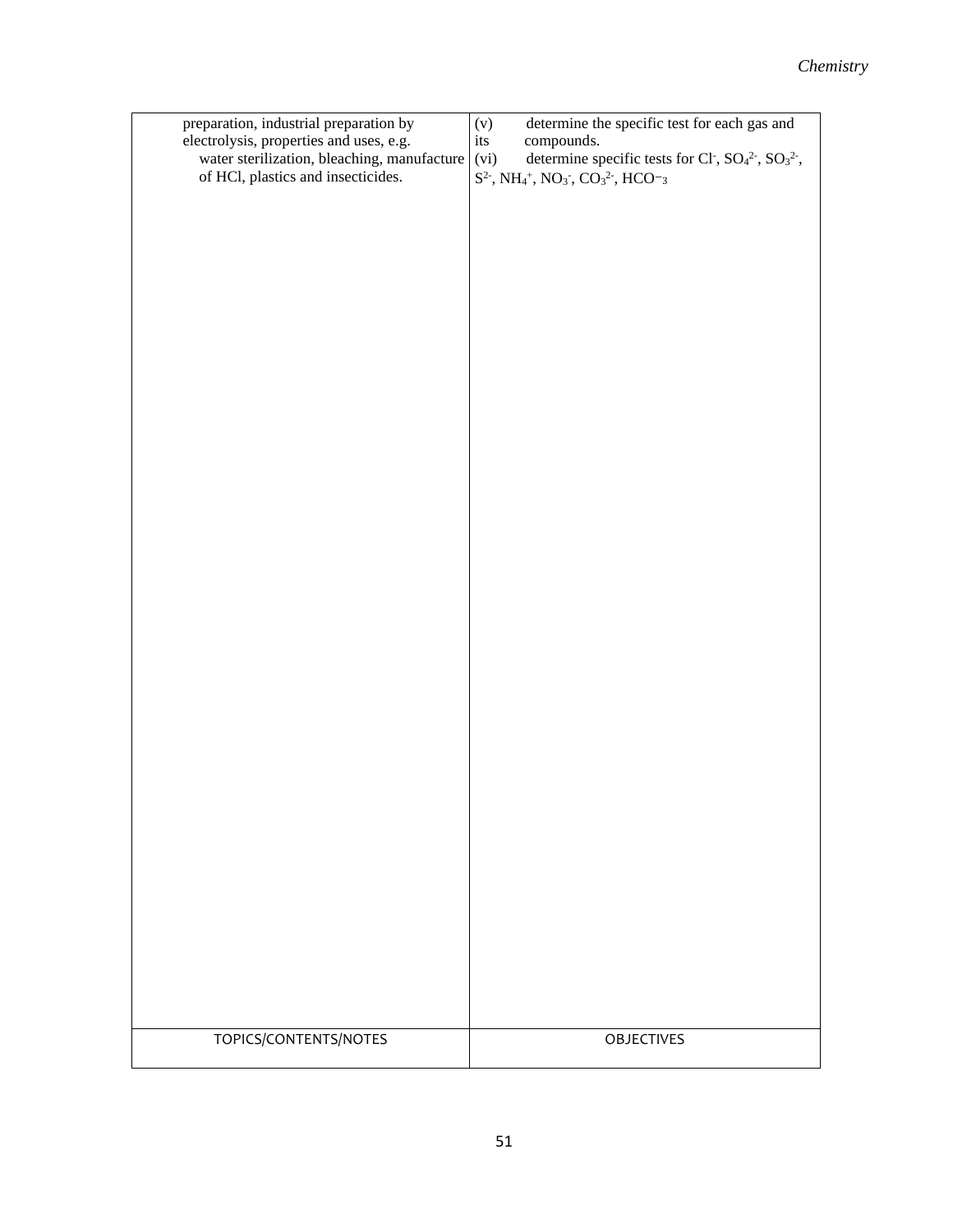| | |
|---|---|
| preparation, industrial preparation by electrolysis, properties and uses, e.g. water sterilization, bleaching, manufacture of HCl, plastics and insecticides. | (v) determine the specific test for each gas and its compounds.<br>(vi) determine specific tests for $Cl^-$, $SO_4^{2-}$, $SO_3^{2-}$, $S^{2-}$, $NH_4^+$, $NO_3^-$, $CO_3^{2-}$, $HCO_3^-$ |
| TOPICS/CONTENTS/NOTES | OBJECTIVES |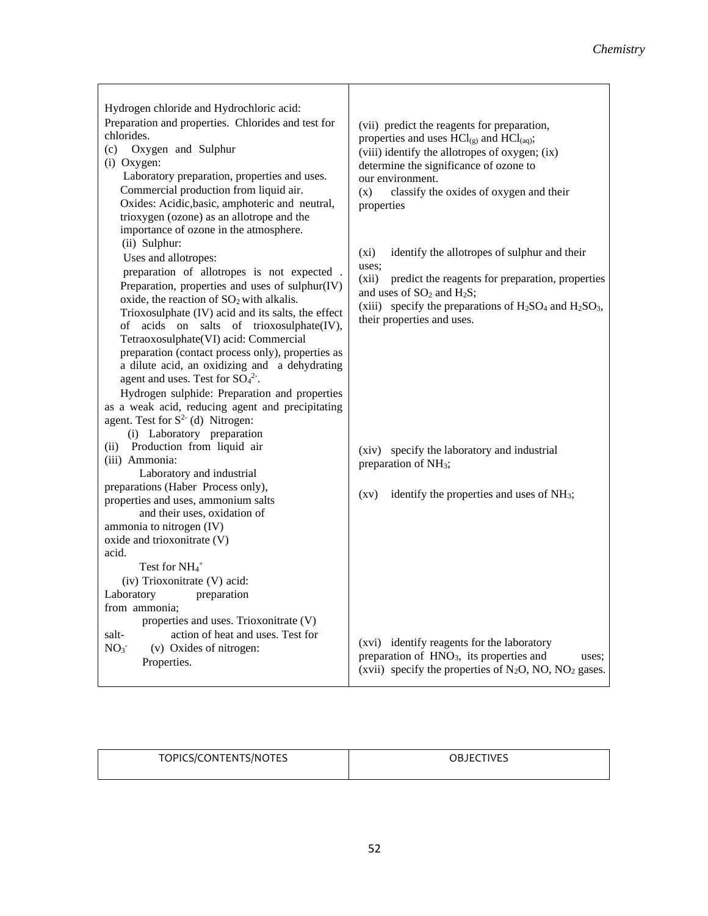| | |
|---|---|
| Hydrogen chloride and Hydrochloric acid: Preparation and properties. Chlorides and test for chlorides. | (vii) predict the reagents for preparation, properties and uses $HCl_{(g)}$ and $HCl_{(aq)}$; |
| (c) Oxygen and Sulphur<br>(i) Oxygen:<br>Laboratory preparation, properties and uses. Commercial production from liquid air. Oxides: Acidic,basic, amphoteric and neutral, trioxygen (ozone) as an allotrope and the importance of ozone in the atmosphere. | (viii) identify the allotropes of oxygen; (ix) determine the significance of ozone to our environment.<br>(x) classify the oxides of oxygen and their properties |
| (ii) Sulphur:<br>Uses and allotropes:<br>preparation of allotropes is not expected . Preparation, properties and uses of sulphur(IV) oxide, the reaction of $SO_2$ with alkalis. Trioxosulphate (IV) acid and its salts, the effect of acids on salts of trioxosulphate(IV), Tetraoxosulphate(VI) acid: Commercial preparation (contact process only), properties as a dilute acid, an oxidizing and a dehydrating agent and uses. Test for $SO_4^{2-}$.<br>Hydrogen sulphide: Preparation and properties as a weak acid, reducing agent and precipitating agent. Test for $S^{2-}$ | (xi) identify the allotropes of sulphur and their uses;<br>(xii) predict the reagents for preparation, properties and uses of $SO_2$ and $H_2S$;<br>(xiii) specify the preparations of $H_2SO_4$ and $H_2SO_3$, their properties and uses. |
| (d) Nitrogen:<br>(i) Laboratory preparation<br>(ii) Production from liquid air<br>(iii) Ammonia:<br>Laboratory and industrial preparations (Haber Process only), properties and uses, ammonium salts and their uses, oxidation of ammonia to nitrogen (IV) oxide and trioxonitrate (V) acid.<br>Test for $NH_4^+$ | (xiv) specify the laboratory and industrial preparation of $NH_3$;<br>(xv) identify the properties and uses of $NH_3$; |
| (iv) Trioxonitrate (V) acid:<br>Laboratory preparation from ammonia;<br>properties and uses. Trioxonitrate (V) salt- action of heat and uses. Test for $NO_3^-$<br>(v) Oxides of nitrogen:<br>Properties. | (xvi) identify reagents for the laboratory preparation of $HNO_3$, its properties and uses;<br>(xvii) specify the properties of $N_2O$, NO, $NO_2$ gases. |

| TOPICS/CONTENTS/NOTES | OBJECTIVES |
|---|---|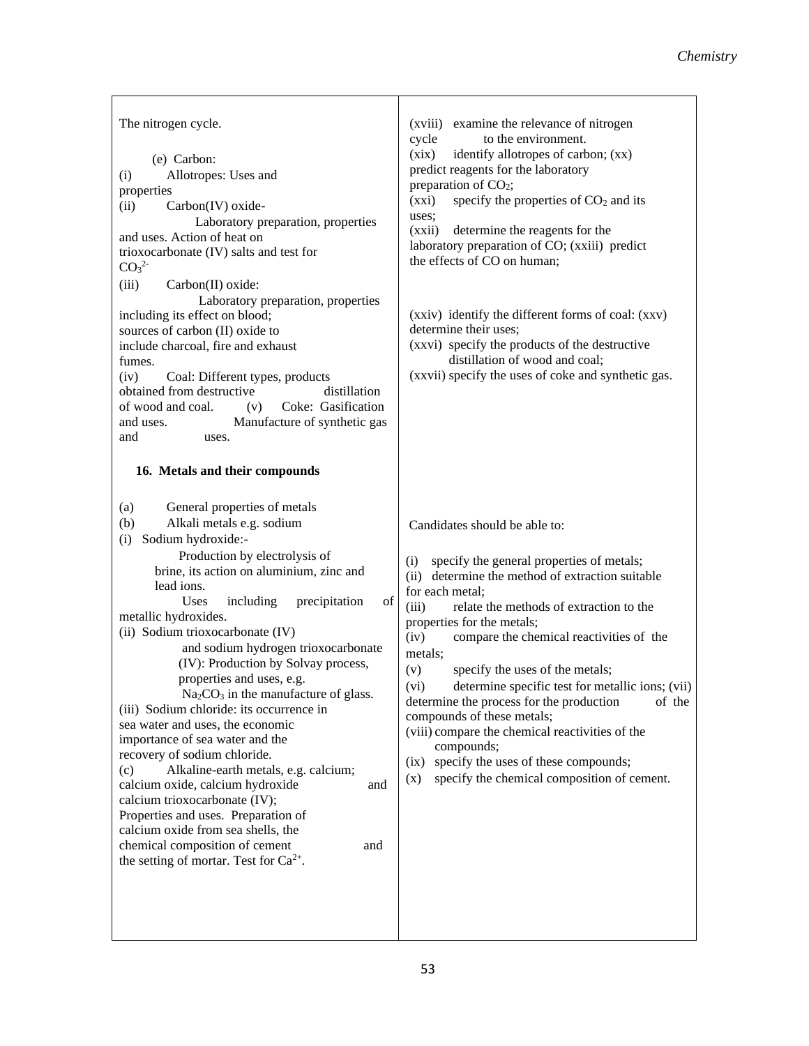| | |
|---|---|
| The nitrogen cycle. | (xviii) examine the relevance of nitrogen cycle to the environment. |
| (e) Carbon:<br>(i) Allotropes: Uses and properties<br>(ii) Carbon(IV) oxide- Laboratory preparation, properties and uses. Action of heat on trioxocarbonate (IV) salts and test for $CO_3^{2-}$<br>(iii) Carbon(II) oxide: Laboratory preparation, properties including its effect on blood; sources of carbon (II) oxide to include charcoal, fire and exhaust fumes. | (xix) identify allotropes of carbon; (xx) predict reagents for the laboratory preparation of $CO_2$;<br>(xxi) specify the properties of $CO_2$ and its uses;<br>(xxii) determine the reagents for the laboratory preparation of CO; (xxiii) predict the effects of CO on human; |
| (iv) Coal: Different types, products obtained from destructive distillation of wood and coal. (v) Coke: Gasification and uses. Manufacture of synthetic gas and uses. | (xxiv) identify the different forms of coal: (xxv) determine their uses;<br>(xxvi) specify the products of the destructive distillation of wood and coal;<br>(xxvii) specify the uses of coke and synthetic gas. |
| **16. Metals and their compounds** | |
| (a) General properties of metals<br>(b) Alkali metals e.g. sodium<br>(i) Sodium hydroxide:- Production by electrolysis of brine, its action on aluminium, zinc and lead ions. Uses including precipitation of metallic hydroxides.<br>(ii) Sodium trioxocarbonate (IV) and sodium hydrogen trioxocarbonate (IV): Production by Solvay process, properties and uses, e.g. $Na_2CO_3$ in the manufacture of glass.<br>(iii) Sodium chloride: its occurrence in sea water and uses, the economic importance of sea water and the recovery of sodium chloride.<br>(c) Alkaline-earth metals, e.g. calcium; calcium oxide, calcium hydroxide and calcium trioxocarbonate (IV); Properties and uses. Preparation of calcium oxide from sea shells, the chemical composition of cement and the setting of mortar. Test for $Ca^{2+}$. | Candidates should be able to:<br>(i) specify the general properties of metals;<br>(ii) determine the method of extraction suitable for each metal;<br>(iii) relate the methods of extraction to the properties for the metals;<br>(iv) compare the chemical reactivities of the metals;<br>(v) specify the uses of the metals;<br>(vi) determine specific test for metallic ions; (vii) determine the process for the production of the compounds of these metals;<br>(viii) compare the chemical reactivities of the compounds;<br>(ix) specify the uses of these compounds;<br>(x) specify the chemical composition of cement. |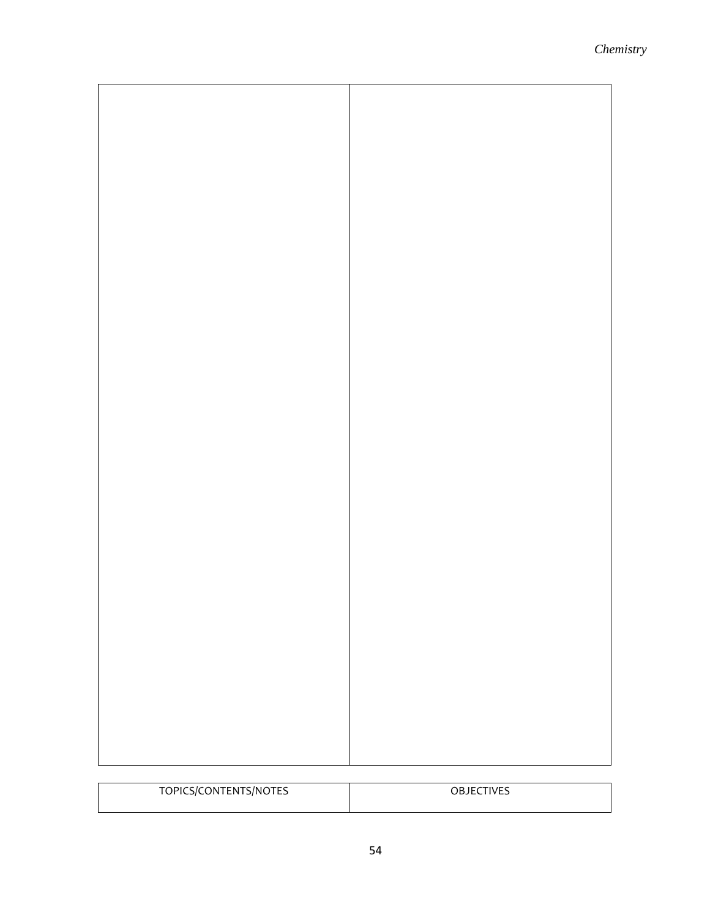| | |
|---|---|
| | |

| TOPICS/CONTENTS/NOTES | OBJECTIVES |
|---|---|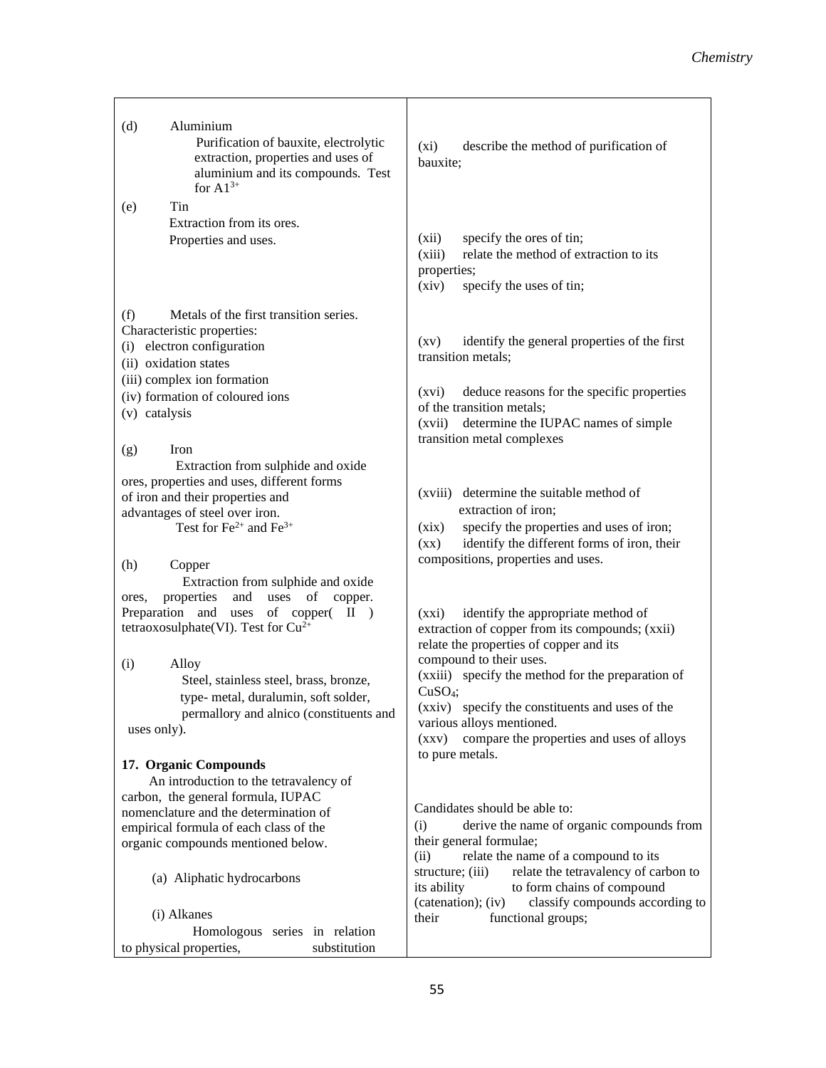| | |
|---|---|
| (d) Aluminium<br>Purification of bauxite, electrolytic extraction, properties and uses of aluminium and its compounds. Test for $Al^{3+}$ | (xi) describe the method of purification of bauxite; |
| (e) Tin<br>Extraction from its ores.<br>Properties and uses. | (xii) specify the ores of tin;<br>(xiii) relate the method of extraction to its properties;<br>(xiv) specify the uses of tin; |
| (f) Metals of the first transition series.<br>Characteristic properties:<br>(i) electron configuration<br>(ii) oxidation states<br>(iii) complex ion formation<br>(iv) formation of coloured ions<br>(v) catalysis | (xv) identify the general properties of the first transition metals;<br>(xvi) deduce reasons for the specific properties of the transition metals;<br>(xvii) determine the IUPAC names of simple transition metal complexes |
| (g) Iron<br>Extraction from sulphide and oxide ores, properties and uses, different forms of iron and their properties and advantages of steel over iron.<br>Test for $Fe^{2+}$ and $Fe^{3+}$ | (xviii) determine the suitable method of extraction of iron;<br>(xix) specify the properties and uses of iron;<br>(xx) identify the different forms of iron, their compositions, properties and uses. |
| (h) Copper<br>Extraction from sulphide and oxide ores, properties and uses of copper. Preparation and uses of copper( II ) tetraoxosulphate(VI). Test for $Cu^{2+}$ | (xxi) identify the appropriate method of extraction of copper from its compounds; (xxii) relate the properties of copper and its compound to their uses.<br>(xxiii) specify the method for the preparation of $CuSO_4$; |
| (i) Alloy<br>Steel, stainless steel, brass, bronze, type- metal, duralumin, soft solder, permallory and alnico (constituents and uses only). | (xxiv) specify the constituents and uses of the various alloys mentioned.<br>(xxv) compare the properties and uses of alloys to pure metals. |
| **17. Organic Compounds**<br>An introduction to the tetravalency of carbon, the general formula, IUPAC nomenclature and the determination of empirical formula of each class of the organic compounds mentioned below.<br>(a) Aliphatic hydrocarbons<br>(i) Alkanes<br>Homologous series in relation to physical properties, substitution | Candidates should be able to:<br>(i) derive the name of organic compounds from their general formulae;<br>(ii) relate the name of a compound to its structure; (iii) relate the tetravalency of carbon to its ability to form chains of compound (catenation); (iv) classify compounds according to their functional groups; |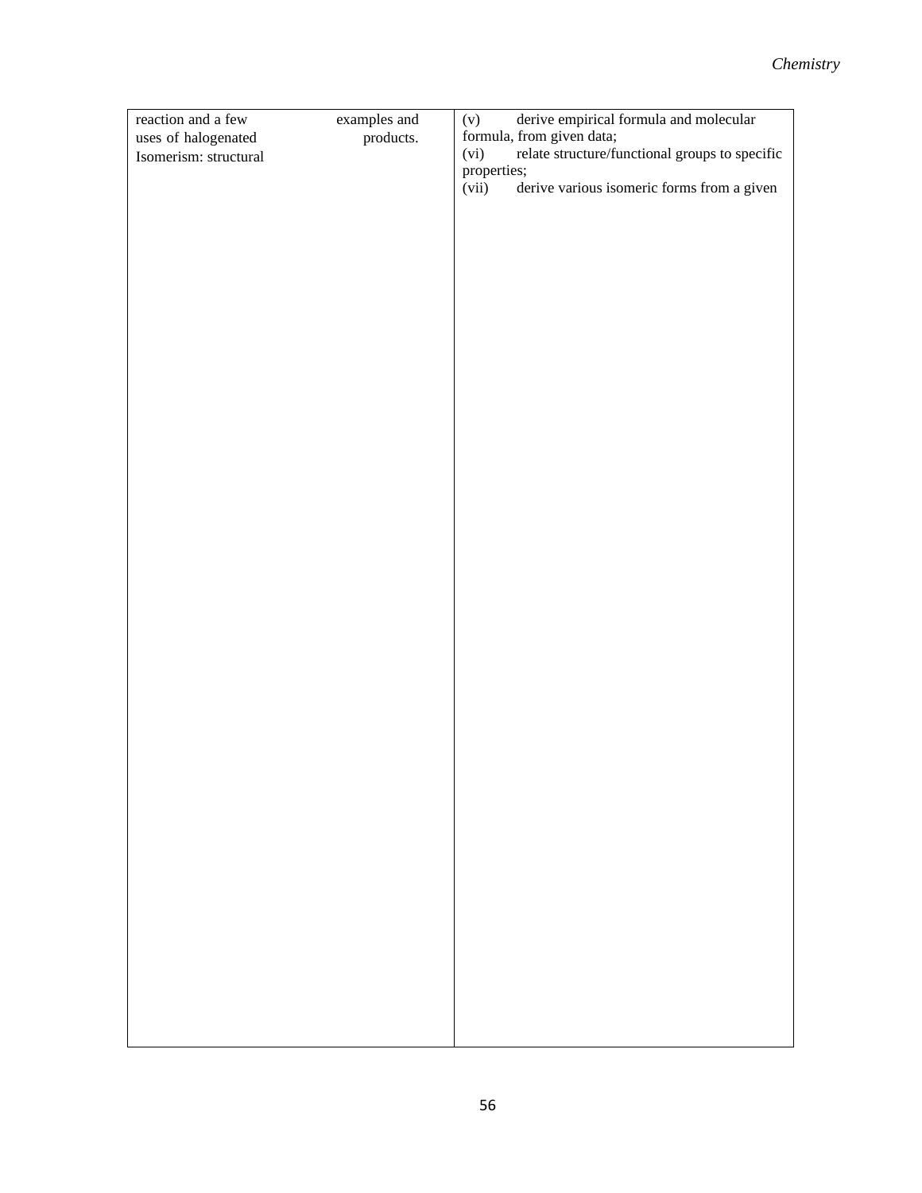| | | |
|---|---|---|
| reaction and a few uses of halogenated Isomerism: structural | examples and products. | (v) derive empirical formula and molecular formula, from given data; (vi) relate structure/functional groups to specific properties; (vii) derive various isomeric forms from a given |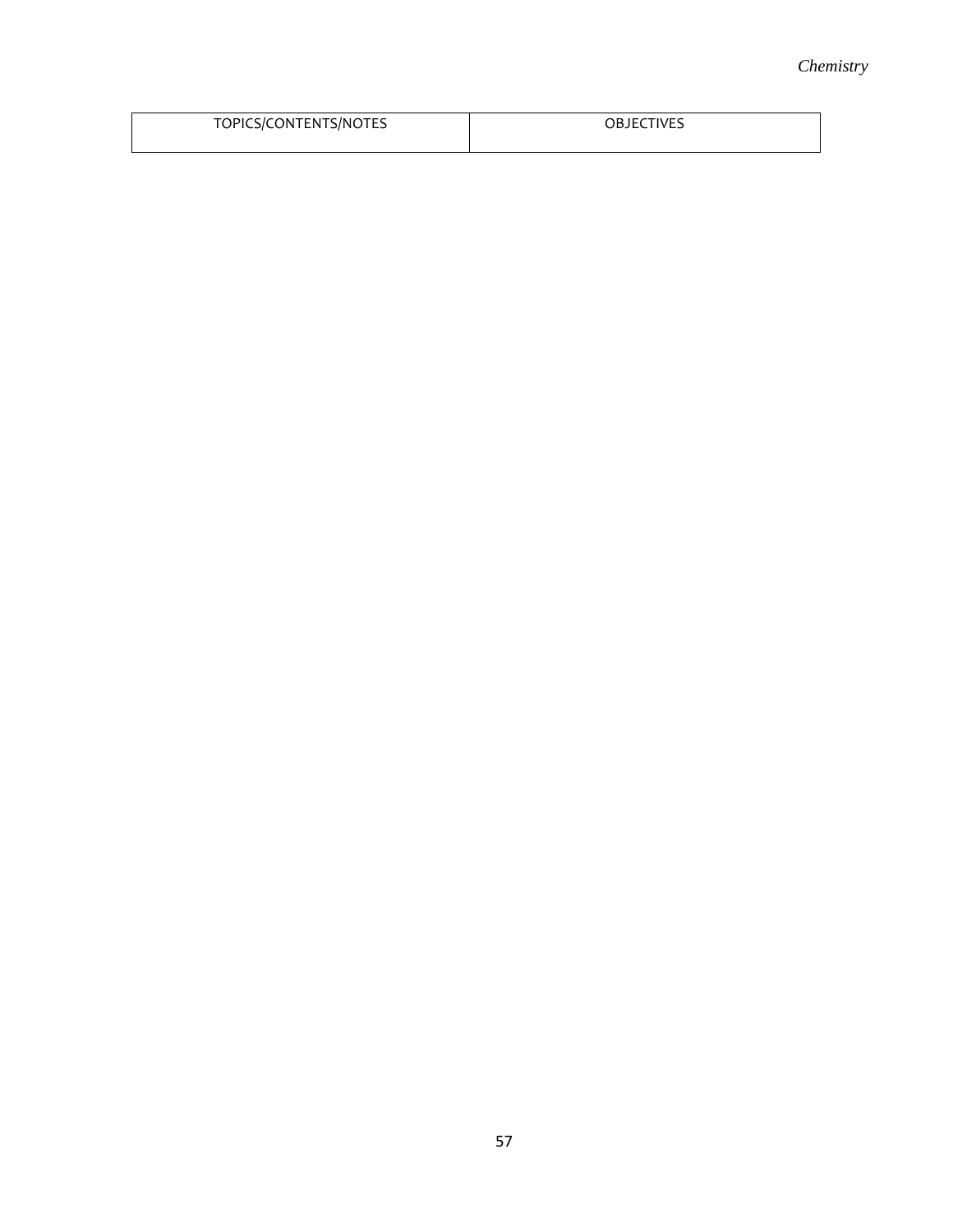| TOPICS/CONTENTS/NOTES | OBJECTIVES |
| --- | --- |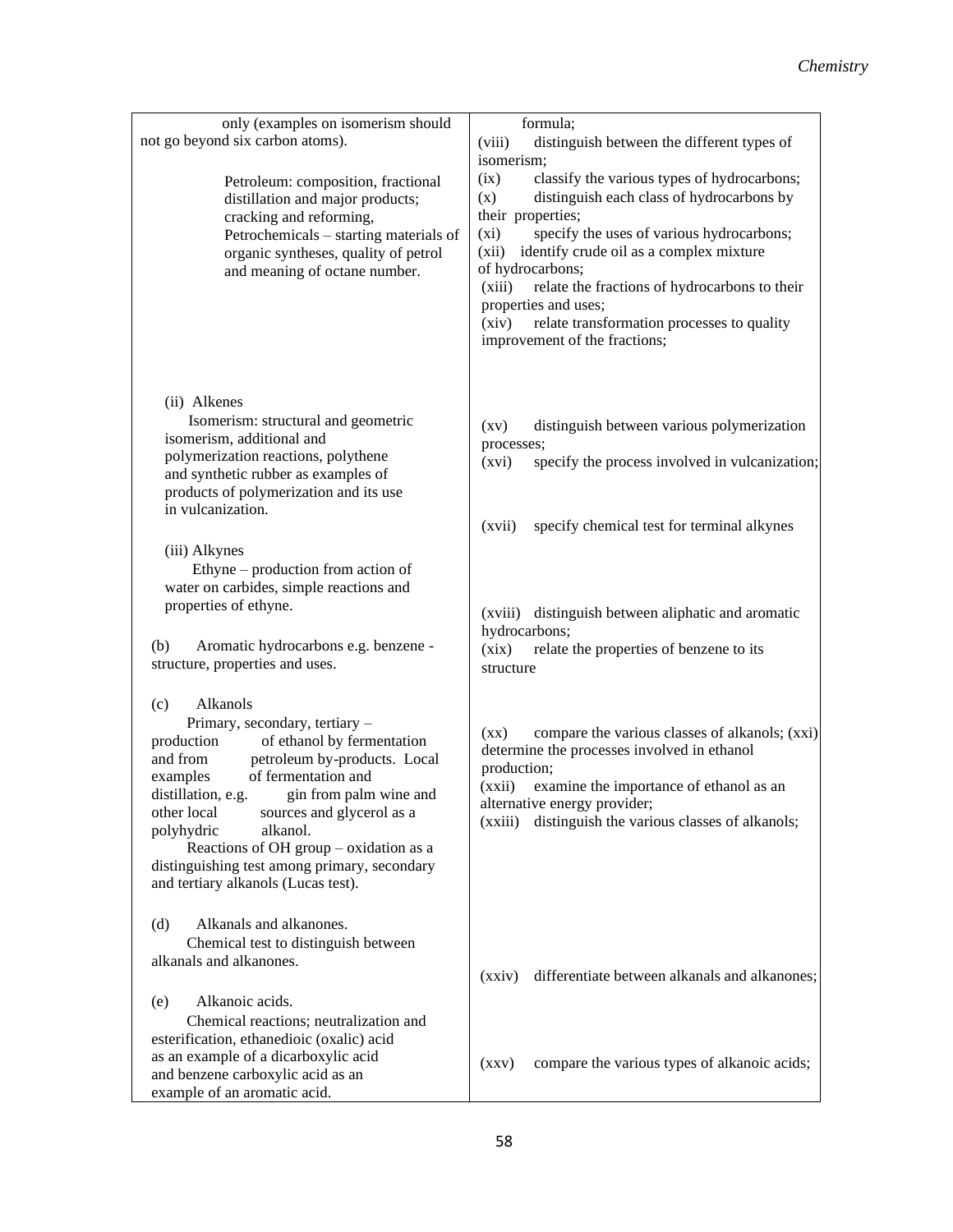| | |
|---|---|
| only (examples on isomerism should not go beyond six carbon atoms).<br><br>Petroleum: composition, fractional distillation and major products; cracking and reforming, Petrochemicals – starting materials of organic syntheses, quality of petrol and meaning of octane number. | formula;<br>(viii) distinguish between the different types of isomerism;<br>(ix) classify the various types of hydrocarbons;<br>(x) distinguish each class of hydrocarbons by their properties;<br>(xi) specify the uses of various hydrocarbons;<br>(xii) identify crude oil as a complex mixture of hydrocarbons;<br>(xiii) relate the fractions of hydrocarbons to their properties and uses;<br>(xiv) relate transformation processes to quality improvement of the fractions; |
| (ii) Alkenes<br>Isomerism: structural and geometric isomerism, additional and polymerization reactions, polythene and synthetic rubber as examples of products of polymerization and its use in vulcanization. | (xv) distinguish between various polymerization processes;<br>(xvi) specify the process involved in vulcanization; |
| (iii) Alkynes<br>Ethyne – production from action of water on carbides, simple reactions and properties of ethyne. | (xvii) specify chemical test for terminal alkynes |
| (b) Aromatic hydrocarbons e.g. benzene - structure, properties and uses. | (xviii) distinguish between aliphatic and aromatic hydrocarbons;<br>(xix) relate the properties of benzene to its structure |
| (c) Alkanols<br>Primary, secondary, tertiary – production of ethanol by fermentation and from petroleum by-products. Local examples of fermentation and distillation, e.g. gin from palm wine and other local sources and glycerol as a polyhydric alkanol.<br>Reactions of OH group – oxidation as a distinguishing test among primary, secondary and tertiary alkanols (Lucas test). | (xx) compare the various classes of alkanols; (xxi) determine the processes involved in ethanol production;<br>(xxii) examine the importance of ethanol as an alternative energy provider;<br>(xxiii) distinguish the various classes of alkanols; |
| (d) Alkanals and alkanones.<br>Chemical test to distinguish between alkanals and alkanones. | (xxiv) differentiate between alkanals and alkanones; |
| (e) Alkanoic acids.<br>Chemical reactions; neutralization and esterification, ethanedioic (oxalic) acid as an example of a dicarboxylic acid and benzene carboxylic acid as an example of an aromatic acid. | (xxv) compare the various types of alkanoic acids; |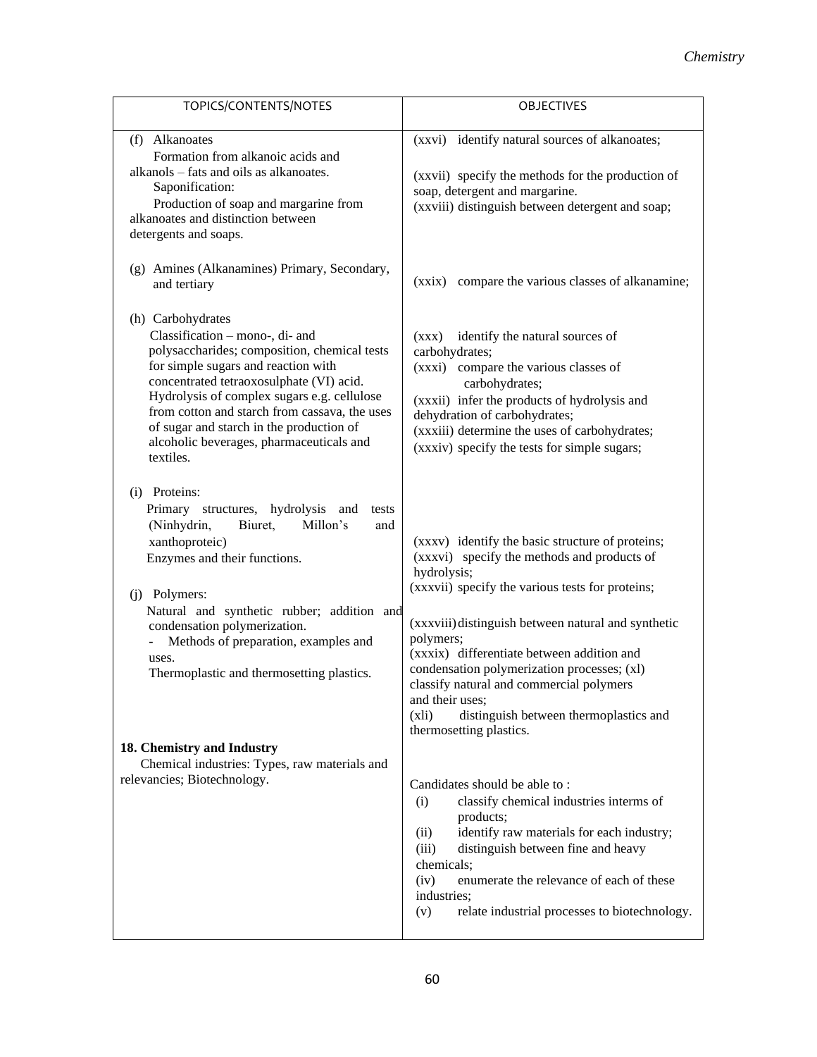| TOPICS/CONTENTS/NOTES | OBJECTIVES |
|---|---|
| (f) Alkanoates<br>Formation from alkanoic acids and alkanols – fats and oils as alkanoates.<br>Saponification:<br>Production of soap and margarine from alkanoates and distinction between detergents and soaps. | (xxvi) identify natural sources of alkanoates;<br><br>(xxvii) specify the methods for the production of soap, detergent and margarine.<br>(xxviii) distinguish between detergent and soap; |
| (g) Amines (Alkanamines) Primary, Secondary, and tertiary | (xxix) compare the various classes of alkanamine; |
| (h) Carbohydrates<br>Classification – mono-, di- and polysaccharides; composition, chemical tests for simple sugars and reaction with concentrated tetraoxosulphate (VI) acid.<br>Hydrolysis of complex sugars e.g. cellulose from cotton and starch from cassava, the uses of sugar and starch in the production of alcoholic beverages, pharmaceuticals and textiles. | (xxx) identify the natural sources of carbohydrates;<br>(xxxi) compare the various classes of carbohydrates;<br>(xxxii) infer the products of hydrolysis and dehydration of carbohydrates;<br>(xxxiii) determine the uses of carbohydrates;<br>(xxxiv) specify the tests for simple sugars; |
| (i) Proteins:<br>Primary structures, hydrolysis and tests (Ninhydrin, Biuret, Millon's and xanthoproteic)<br>Enzymes and their functions. | (xxxv) identify the basic structure of proteins;<br>(xxxvi) specify the methods and products of hydrolysis;<br>(xxxvii) specify the various tests for proteins; |
| (j) Polymers:<br>Natural and synthetic rubber; addition and condensation polymerization.<br>- Methods of preparation, examples and uses.<br>Thermoplastic and thermosetting plastics. | (xxxviii) distinguish between natural and synthetic polymers;<br>(xxxix) differentiate between addition and condensation polymerization processes; (xl) classify natural and commercial polymers and their uses;<br>(xli) distinguish between thermoplastics and thermosetting plastics. |
| **18. Chemistry and Industry**<br>Chemical industries: Types, raw materials and relevancies; Biotechnology. | Candidates should be able to :<br>(i) classify chemical industries interms of products;<br>(ii) identify raw materials for each industry;<br>(iii) distinguish between fine and heavy chemicals;<br>(iv) enumerate the relevance of each of these industries;<br>(v) relate industrial processes to biotechnology. |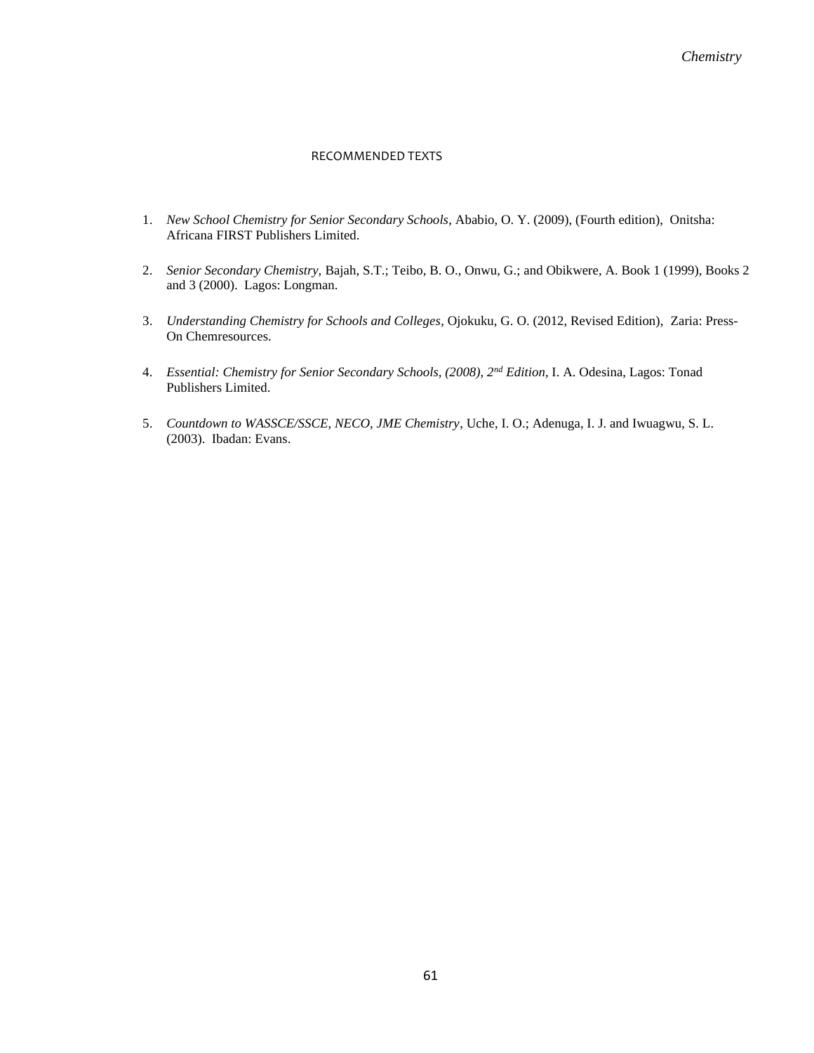## RECOMMENDED TEXTS

1. *New School Chemistry for Senior Secondary Schools*, Ababio, O. Y. (2009), (Fourth edition), Onitsha: Africana FIRST Publishers Limited.

2. *Senior Secondary Chemistry*, Bajah, S.T.; Teibo, B. O., Onwu, G.; and Obikwere, A. Book 1 (1999), Books 2 and 3 (2000). Lagos: Longman.

3. *Understanding Chemistry for Schools and Colleges*, Ojokuku, G. O. (2012, Revised Edition), Zaria: Press-On Chemresources.

4. *Essential: Chemistry for Senior Secondary Schools, (2008), 2nd Edition*, I. A. Odesina, Lagos: Tonad Publishers Limited.

5. *Countdown to WASSCE/SSCE, NECO, JME Chemistry*, Uche, I. O.; Adenuga, I. J. and Iwuagwu, S. L. (2003). Ibadan: Evans.